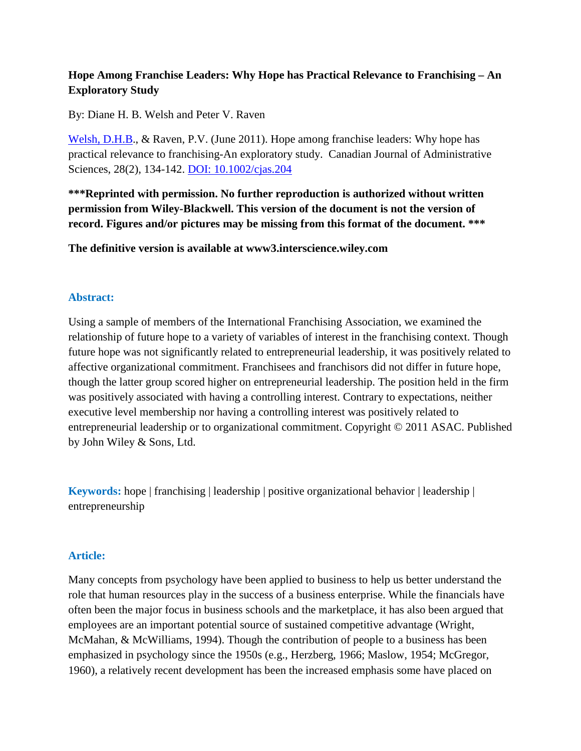**Hope Among Franchise Leaders: Why Hope has Practical Relevance to Franchising – An Exploratory Study**

By: Diane H. B. Welsh and Peter V. Raven

Welsh, D.H.B., & Raven, P.V. (June 2011). Hope among franchise leaders: Why hope has practical relevance to franchising-An exploratory study. Canadian Journal of Administrative Sciences, 28(2), 134-142. DOI: 10.1002/cjas.204

**\*\*\*Reprinted with permission. No further reproduction is authorized without written permission from Wiley-Blackwell. This version of the document is not the version of record. Figures and/or pictures may be missing from this format of the document. \*\*\***

**The definitive version is available at www3.interscience.wiley.com**

## Abstract:

Using a sample of members of the International Franchising Association, we examined the relationship of future hope to a variety of variables of interest in the franchising context. Though future hope was not significantly related to entrepreneurial leadership, it was positively related to affective organizational commitment. Franchisees and franchisors did not differ in future hope, though the latter group scored higher on entrepreneurial leadership. The position held in the firm was positively associated with having a controlling interest. Contrary to expectations, neither executive level membership nor having a controlling interest was positively related to entrepreneurial leadership or to organizational commitment. Copyright © 2011 ASAC. Published by John Wiley & Sons, Ltd.

**Keywords:** hope | franchising | leadership | positive organizational behavior | leadership | entrepreneurship

## Article:

Many concepts from psychology have been applied to business to help us better understand the role that human resources play in the success of a business enterprise. While the financials have often been the major focus in business schools and the marketplace, it has also been argued that employees are an important potential source of sustained competitive advantage (Wright, McMahan, & McWilliams, 1994). Though the contribution of people to a business has been emphasized in psychology since the 1950s (e.g., Herzberg, 1966; Maslow, 1954; McGregor, 1960), a relatively recent development has been the increased emphasis some have placed on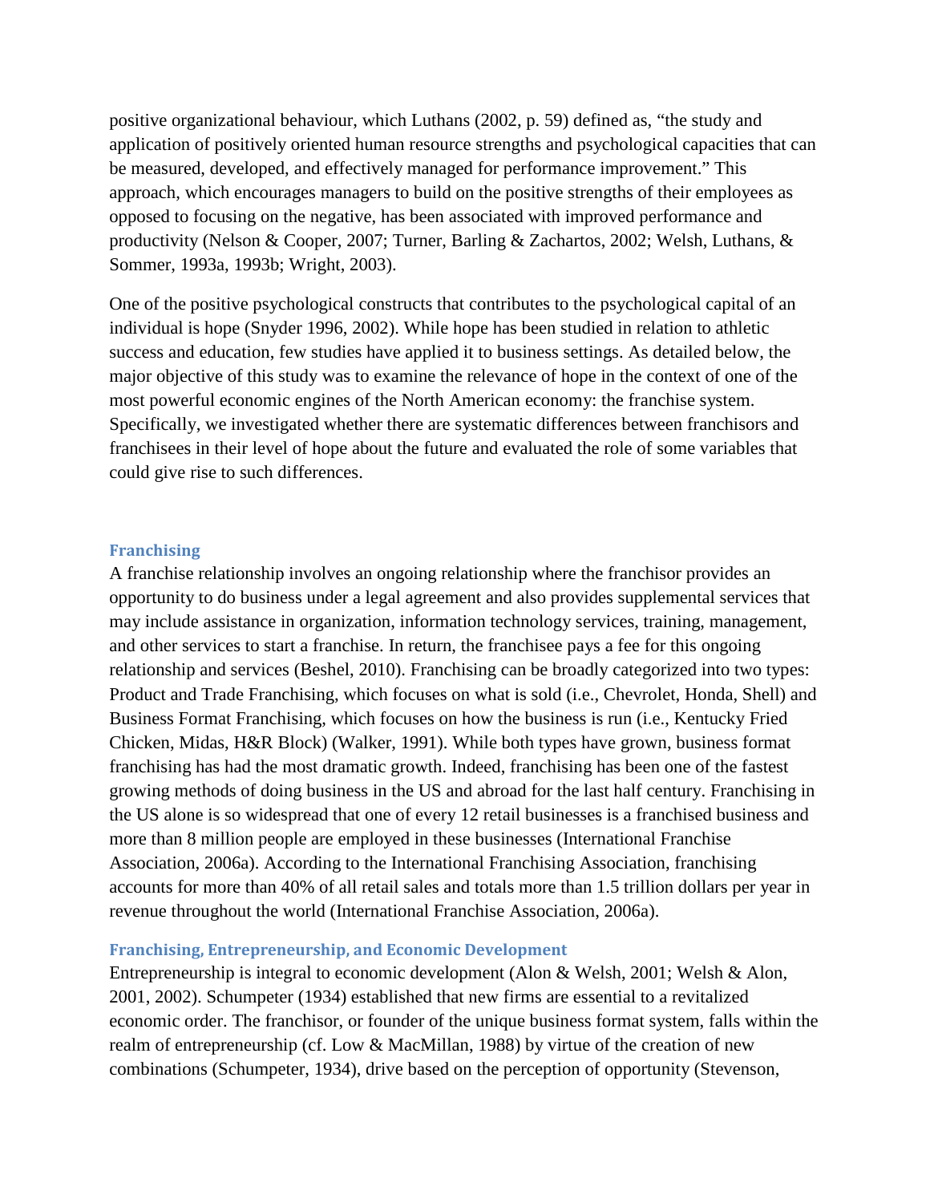positive organizational behaviour, which Luthans (2002, p. 59) defined as, "the study and application of positively oriented human resource strengths and psychological capacities that can be measured, developed, and effectively managed for performance improvement." This approach, which encourages managers to build on the positive strengths of their employees as opposed to focusing on the negative, has been associated with improved performance and productivity (Nelson & Cooper, 2007; Turner, Barling & Zachartos, 2002; Welsh, Luthans, & Sommer, 1993a, 1993b; Wright, 2003).

One of the positive psychological constructs that contributes to the psychological capital of an individual is hope (Snyder 1996, 2002). While hope has been studied in relation to athletic success and education, few studies have applied it to business settings. As detailed below, the major objective of this study was to examine the relevance of hope in the context of one of the most powerful economic engines of the North American economy: the franchise system. Specifically, we investigated whether there are systematic differences between franchisors and franchisees in their level of hope about the future and evaluated the role of some variables that could give rise to such differences.

## Franchising

A franchise relationship involves an ongoing relationship where the franchisor provides an opportunity to do business under a legal agreement and also provides supplemental services that may include assistance in organization, information technology services, training, management, and other services to start a franchise. In return, the franchisee pays a fee for this ongoing relationship and services (Beshel, 2010). Franchising can be broadly categorized into two types: Product and Trade Franchising, which focuses on what is sold (i.e., Chevrolet, Honda, Shell) and Business Format Franchising, which focuses on how the business is run (i.e., Kentucky Fried Chicken, Midas, H&R Block) (Walker, 1991). While both types have grown, business format franchising has had the most dramatic growth. Indeed, franchising has been one of the fastest growing methods of doing business in the US and abroad for the last half century. Franchising in the US alone is so widespread that one of every 12 retail businesses is a franchised business and more than 8 million people are employed in these businesses (International Franchise Association, 2006a). According to the International Franchising Association, franchising accounts for more than 40% of all retail sales and totals more than 1.5 trillion dollars per year in revenue throughout the world (International Franchise Association, 2006a).

## Franchising, Entrepreneurship, and Economic Development

Entrepreneurship is integral to economic development (Alon & Welsh, 2001; Welsh & Alon, 2001, 2002). Schumpeter (1934) established that new firms are essential to a revitalized economic order. The franchisor, or founder of the unique business format system, falls within the realm of entrepreneurship (cf. Low & MacMillan, 1988) by virtue of the creation of new combinations (Schumpeter, 1934), drive based on the perception of opportunity (Stevenson,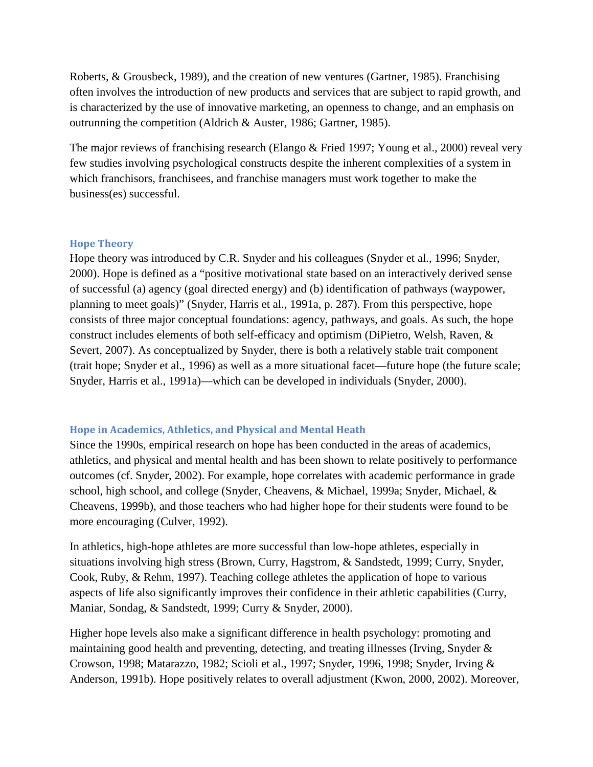Roberts, & Grousbeck, 1989), and the creation of new ventures (Gartner, 1985). Franchising often involves the introduction of new products and services that are subject to rapid growth, and is characterized by the use of innovative marketing, an openness to change, and an emphasis on outrunning the competition (Aldrich & Auster, 1986; Gartner, 1985).

The major reviews of franchising research (Elango & Fried 1997; Young et al., 2000) reveal very few studies involving psychological constructs despite the inherent complexities of a system in which franchisors, franchisees, and franchise managers must work together to make the business(es) successful.

### Hope Theory

Hope theory was introduced by C.R. Snyder and his colleagues (Snyder et al., 1996; Snyder, 2000). Hope is defined as a "positive motivational state based on an interactively derived sense of successful (a) agency (goal directed energy) and (b) identification of pathways (waypower, planning to meet goals)" (Snyder, Harris et al., 1991a, p. 287). From this perspective, hope consists of three major conceptual foundations: agency, pathways, and goals. As such, the hope construct includes elements of both self-efficacy and optimism (DiPietro, Welsh, Raven, & Severt, 2007). As conceptualized by Snyder, there is both a relatively stable trait component (trait hope; Snyder et al., 1996) as well as a more situational facet—future hope (the future scale; Snyder, Harris et al., 1991a)—which can be developed in individuals (Snyder, 2000).

### Hope in Academics, Athletics, and Physical and Mental Heath

Since the 1990s, empirical research on hope has been conducted in the areas of academics, athletics, and physical and mental health and has been shown to relate positively to performance outcomes (cf. Snyder, 2002). For example, hope correlates with academic performance in grade school, high school, and college (Snyder, Cheavens, & Michael, 1999a; Snyder, Michael, & Cheavens, 1999b), and those teachers who had higher hope for their students were found to be more encouraging (Culver, 1992).

In athletics, high-hope athletes are more successful than low-hope athletes, especially in situations involving high stress (Brown, Curry, Hagstrom, & Sandstedt, 1999; Curry, Snyder, Cook, Ruby, & Rehm, 1997). Teaching college athletes the application of hope to various aspects of life also significantly improves their confidence in their athletic capabilities (Curry, Maniar, Sondag, & Sandstedt, 1999; Curry & Snyder, 2000).

Higher hope levels also make a significant difference in health psychology: promoting and maintaining good health and preventing, detecting, and treating illnesses (Irving, Snyder & Crowson, 1998; Matarazzo, 1982; Scioli et al., 1997; Snyder, 1996, 1998; Snyder, Irving & Anderson, 1991b). Hope positively relates to overall adjustment (Kwon, 2000, 2002). Moreover,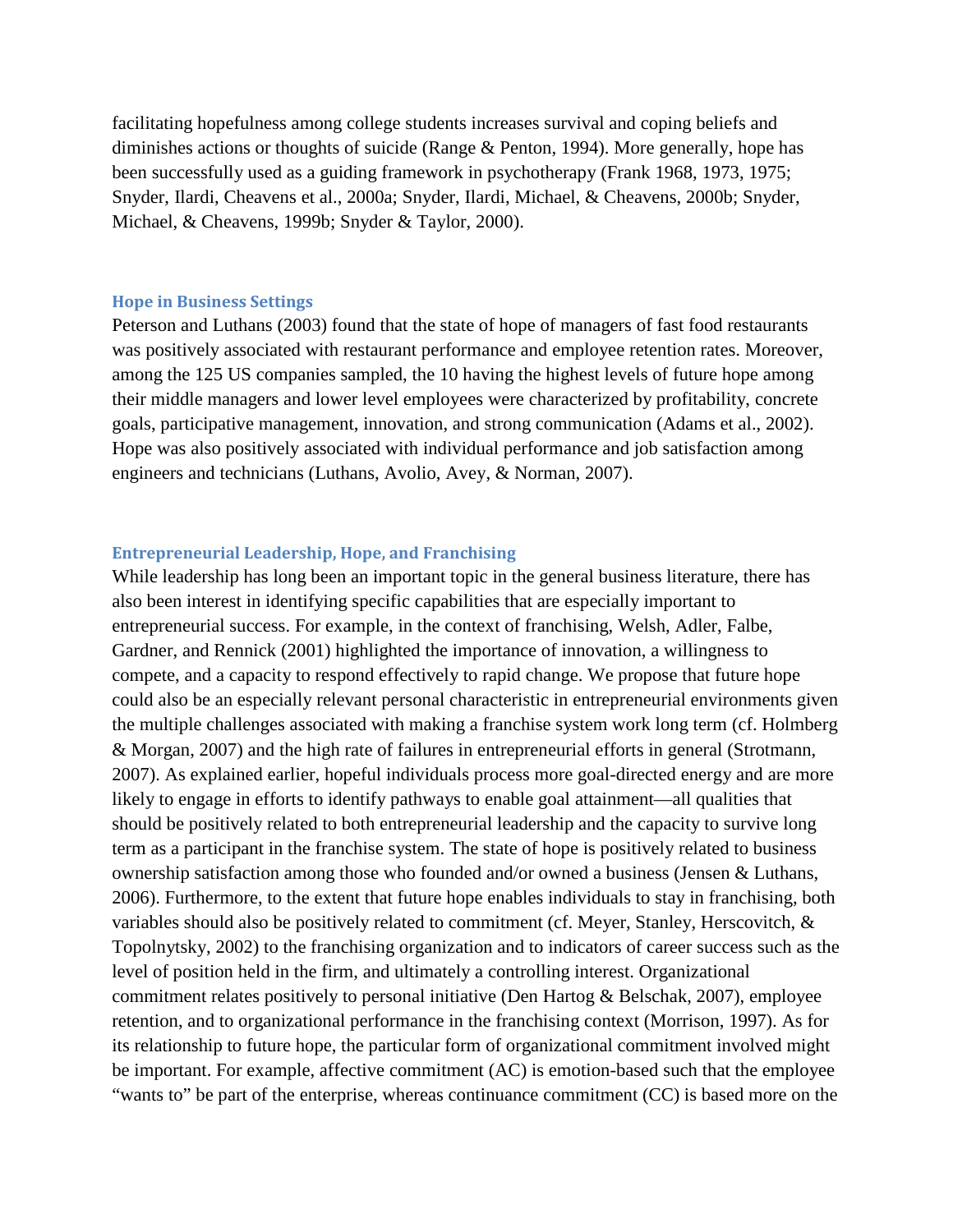facilitating hopefulness among college students increases survival and coping beliefs and diminishes actions or thoughts of suicide (Range & Penton, 1994). More generally, hope has been successfully used as a guiding framework in psychotherapy (Frank 1968, 1973, 1975; Snyder, Ilardi, Cheavens et al., 2000a; Snyder, Ilardi, Michael, & Cheavens, 2000b; Snyder, Michael, & Cheavens, 1999b; Snyder & Taylor, 2000).

### Hope in Business Settings

Peterson and Luthans (2003) found that the state of hope of managers of fast food restaurants was positively associated with restaurant performance and employee retention rates. Moreover, among the 125 US companies sampled, the 10 having the highest levels of future hope among their middle managers and lower level employees were characterized by profitability, concrete goals, participative management, innovation, and strong communication (Adams et al., 2002). Hope was also positively associated with individual performance and job satisfaction among engineers and technicians (Luthans, Avolio, Avey, & Norman, 2007).

### Entrepreneurial Leadership, Hope, and Franchising

While leadership has long been an important topic in the general business literature, there has also been interest in identifying specific capabilities that are especially important to entrepreneurial success. For example, in the context of franchising, Welsh, Adler, Falbe, Gardner, and Rennick (2001) highlighted the importance of innovation, a willingness to compete, and a capacity to respond effectively to rapid change. We propose that future hope could also be an especially relevant personal characteristic in entrepreneurial environments given the multiple challenges associated with making a franchise system work long term (cf. Holmberg & Morgan, 2007) and the high rate of failures in entrepreneurial efforts in general (Strotmann, 2007). As explained earlier, hopeful individuals process more goal-directed energy and are more likely to engage in efforts to identify pathways to enable goal attainment—all qualities that should be positively related to both entrepreneurial leadership and the capacity to survive long term as a participant in the franchise system. The state of hope is positively related to business ownership satisfaction among those who founded and/or owned a business (Jensen & Luthans, 2006). Furthermore, to the extent that future hope enables individuals to stay in franchising, both variables should also be positively related to commitment (cf. Meyer, Stanley, Herscovitch, & Topolnytsky, 2002) to the franchising organization and to indicators of career success such as the level of position held in the firm, and ultimately a controlling interest. Organizational commitment relates positively to personal initiative (Den Hartog & Belschak, 2007), employee retention, and to organizational performance in the franchising context (Morrison, 1997). As for its relationship to future hope, the particular form of organizational commitment involved might be important. For example, affective commitment (AC) is emotion-based such that the employee "wants to" be part of the enterprise, whereas continuance commitment (CC) is based more on the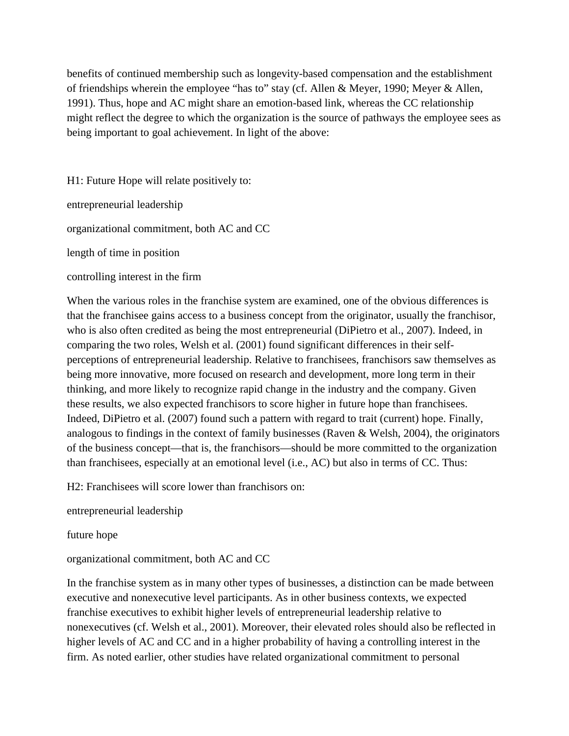benefits of continued membership such as longevity-based compensation and the establishment of friendships wherein the employee "has to" stay (cf. Allen & Meyer, 1990; Meyer & Allen, 1991). Thus, hope and AC might share an emotion-based link, whereas the CC relationship might reflect the degree to which the organization is the source of pathways the employee sees as being important to goal achievement. In light of the above:

H1: Future Hope will relate positively to:

entrepreneurial leadership

organizational commitment, both AC and CC

length of time in position

controlling interest in the firm

When the various roles in the franchise system are examined, one of the obvious differences is that the franchisee gains access to a business concept from the originator, usually the franchisor, who is also often credited as being the most entrepreneurial (DiPietro et al., 2007). Indeed, in comparing the two roles, Welsh et al. (2001) found significant differences in their self-perceptions of entrepreneurial leadership. Relative to franchisees, franchisors saw themselves as being more innovative, more focused on research and development, more long term in their thinking, and more likely to recognize rapid change in the industry and the company. Given these results, we also expected franchisors to score higher in future hope than franchisees. Indeed, DiPietro et al. (2007) found such a pattern with regard to trait (current) hope. Finally, analogous to findings in the context of family businesses (Raven & Welsh, 2004), the originators of the business concept—that is, the franchisors—should be more committed to the organization than franchisees, especially at an emotional level (i.e., AC) but also in terms of CC. Thus:

H2: Franchisees will score lower than franchisors on:

entrepreneurial leadership

future hope

organizational commitment, both AC and CC

In the franchise system as in many other types of businesses, a distinction can be made between executive and nonexecutive level participants. As in other business contexts, we expected franchise executives to exhibit higher levels of entrepreneurial leadership relative to nonexecutives (cf. Welsh et al., 2001). Moreover, their elevated roles should also be reflected in higher levels of AC and CC and in a higher probability of having a controlling interest in the firm. As noted earlier, other studies have related organizational commitment to personal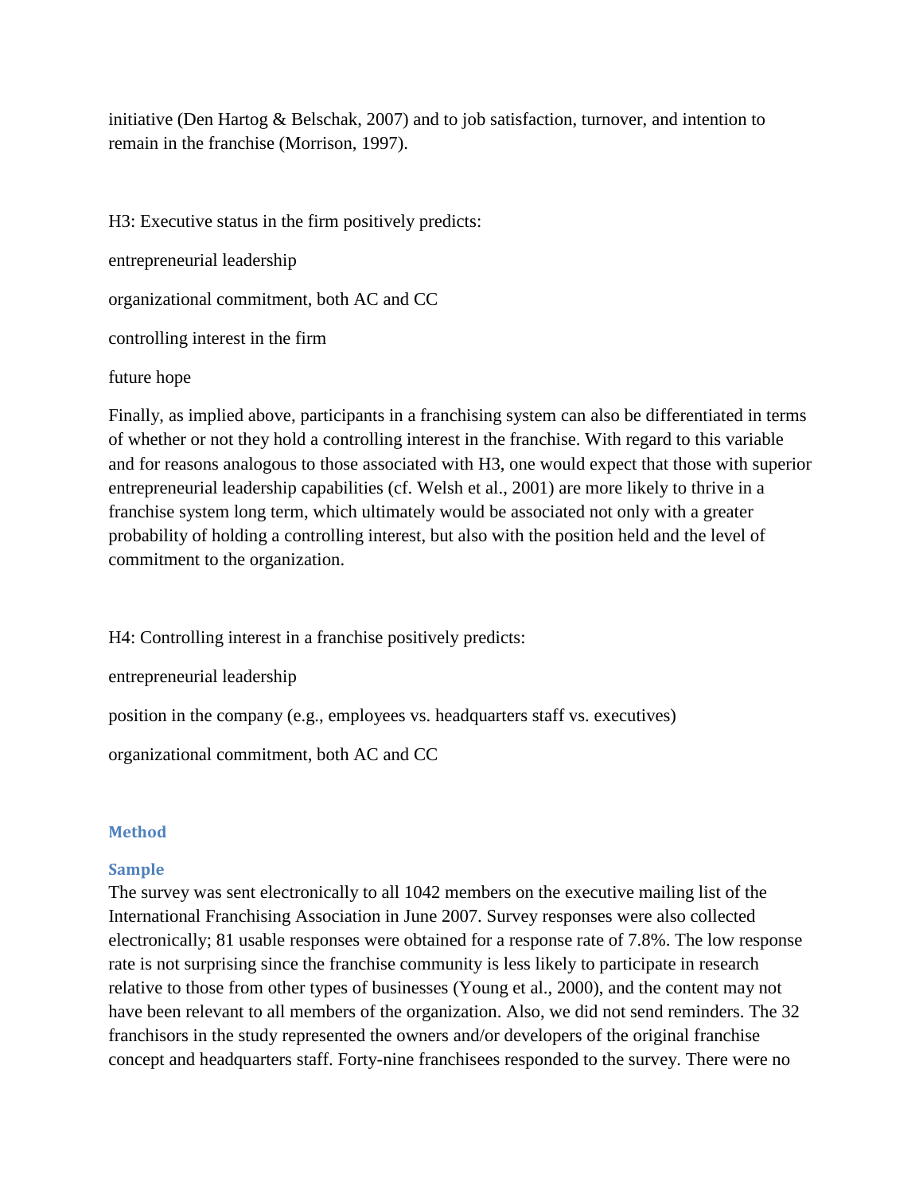initiative (Den Hartog & Belschak, 2007) and to job satisfaction, turnover, and intention to remain in the franchise (Morrison, 1997).

H3: Executive status in the firm positively predicts:

entrepreneurial leadership

organizational commitment, both AC and CC

controlling interest in the firm

future hope

Finally, as implied above, participants in a franchising system can also be differentiated in terms of whether or not they hold a controlling interest in the franchise. With regard to this variable and for reasons analogous to those associated with H3, one would expect that those with superior entrepreneurial leadership capabilities (cf. Welsh et al., 2001) are more likely to thrive in a franchise system long term, which ultimately would be associated not only with a greater probability of holding a controlling interest, but also with the position held and the level of commitment to the organization.

H4: Controlling interest in a franchise positively predicts:

entrepreneurial leadership

position in the company (e.g., employees vs. headquarters staff vs. executives)

organizational commitment, both AC and CC

## Method

### Sample

The survey was sent electronically to all 1042 members on the executive mailing list of the International Franchising Association in June 2007. Survey responses were also collected electronically; 81 usable responses were obtained for a response rate of 7.8%. The low response rate is not surprising since the franchise community is less likely to participate in research relative to those from other types of businesses (Young et al., 2000), and the content may not have been relevant to all members of the organization. Also, we did not send reminders. The 32 franchisors in the study represented the owners and/or developers of the original franchise concept and headquarters staff. Forty-nine franchisees responded to the survey. There were no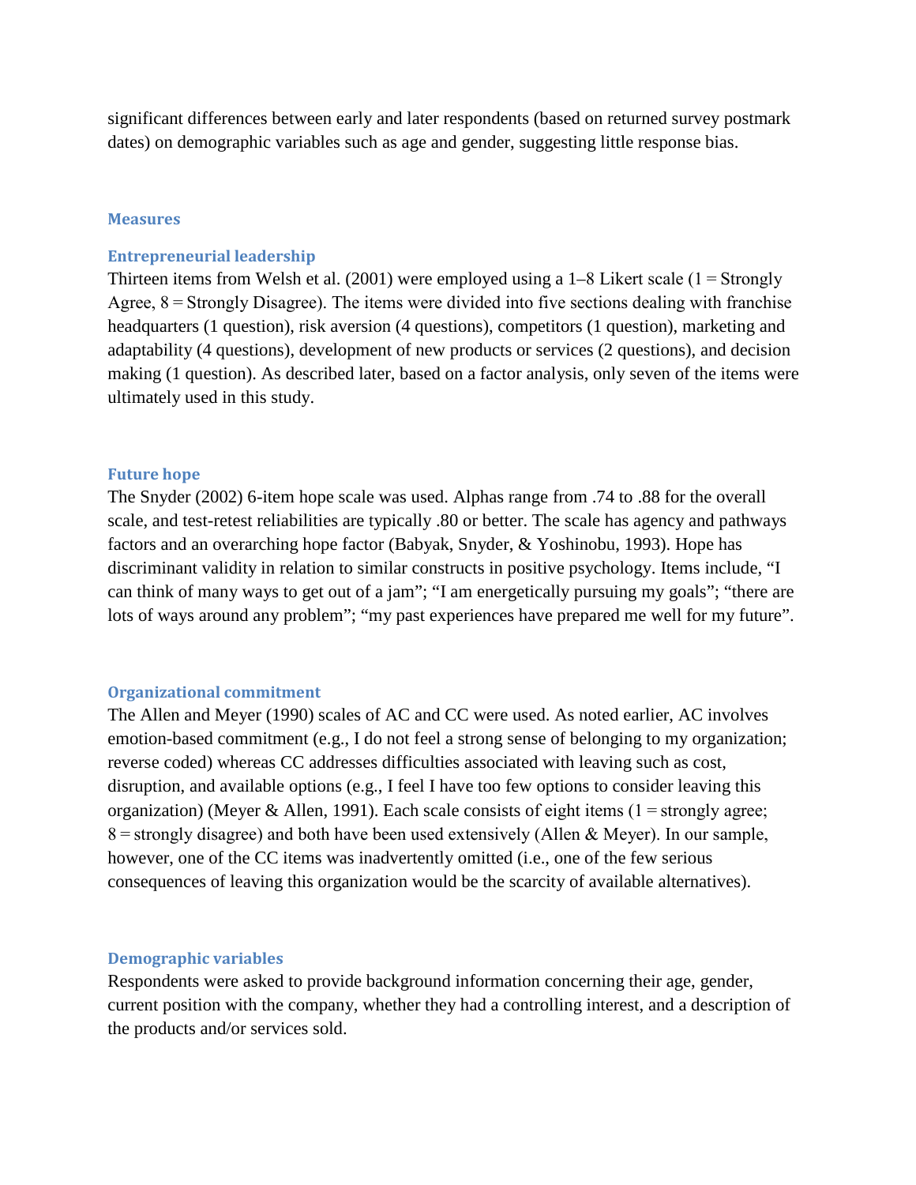significant differences between early and later respondents (based on returned survey postmark dates) on demographic variables such as age and gender, suggesting little response bias.

## Measures

### Entrepreneurial leadership

Thirteen items from Welsh et al. (2001) were employed using a 1–8 Likert scale (1 = Strongly Agree, 8 = Strongly Disagree). The items were divided into five sections dealing with franchise headquarters (1 question), risk aversion (4 questions), competitors (1 question), marketing and adaptability (4 questions), development of new products or services (2 questions), and decision making (1 question). As described later, based on a factor analysis, only seven of the items were ultimately used in this study.

### Future hope

The Snyder (2002) 6-item hope scale was used. Alphas range from .74 to .88 for the overall scale, and test-retest reliabilities are typically .80 or better. The scale has agency and pathways factors and an overarching hope factor (Babyak, Snyder, & Yoshinobu, 1993). Hope has discriminant validity in relation to similar constructs in positive psychology. Items include, "I can think of many ways to get out of a jam"; "I am energetically pursuing my goals"; "there are lots of ways around any problem"; "my past experiences have prepared me well for my future".

### Organizational commitment

The Allen and Meyer (1990) scales of AC and CC were used. As noted earlier, AC involves emotion-based commitment (e.g., I do not feel a strong sense of belonging to my organization; reverse coded) whereas CC addresses difficulties associated with leaving such as cost, disruption, and available options (e.g., I feel I have too few options to consider leaving this organization) (Meyer & Allen, 1991). Each scale consists of eight items (1 = strongly agree; 8 = strongly disagree) and both have been used extensively (Allen & Meyer). In our sample, however, one of the CC items was inadvertently omitted (i.e., one of the few serious consequences of leaving this organization would be the scarcity of available alternatives).

### Demographic variables

Respondents were asked to provide background information concerning their age, gender, current position with the company, whether they had a controlling interest, and a description of the products and/or services sold.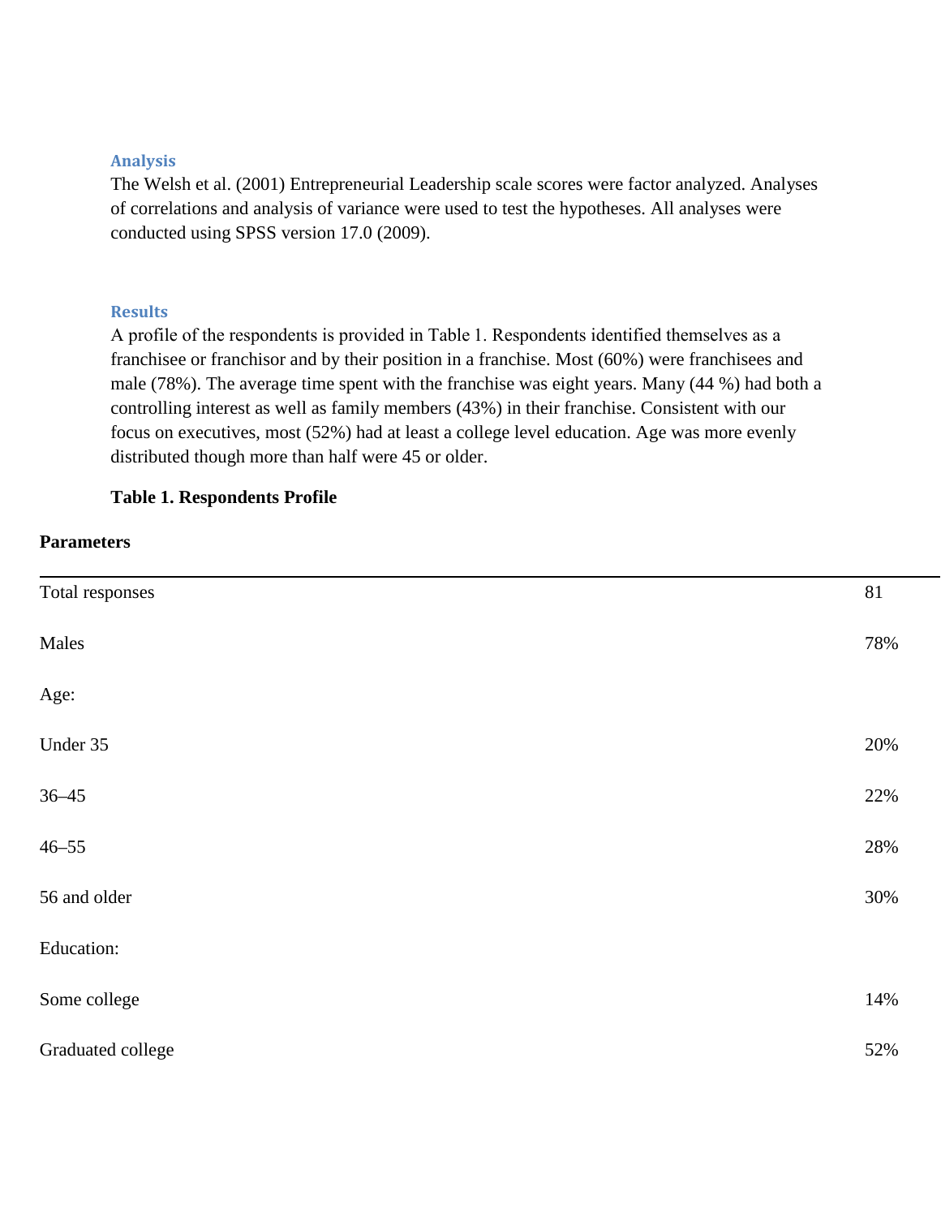### Analysis

The Welsh et al. (2001) Entrepreneurial Leadership scale scores were factor analyzed. Analyses of correlations and analysis of variance were used to test the hypotheses. All analyses were conducted using SPSS version 17.0 (2009).

### Results

A profile of the respondents is provided in Table 1. Respondents identified themselves as a franchisee or franchisor and by their position in a franchise. Most (60%) were franchisees and male (78%). The average time spent with the franchise was eight years. Many (44 %) had both a controlling interest as well as family members (43%) in their franchise. Consistent with our focus on executives, most (52%) had at least a college level education. Age was more evenly distributed though more than half were 45 or older.

**Table 1. Respondents Profile**

| **Parameters** | |
|---|---|
| Total responses | 81 |
| Males | 78% |
| Age: | |
| Under 35 | 20% |
| 36–45 | 22% |
| 46–55 | 28% |
| 56 and older | 30% |
| Education: | |
| Some college | 14% |
| Graduated college | 52% |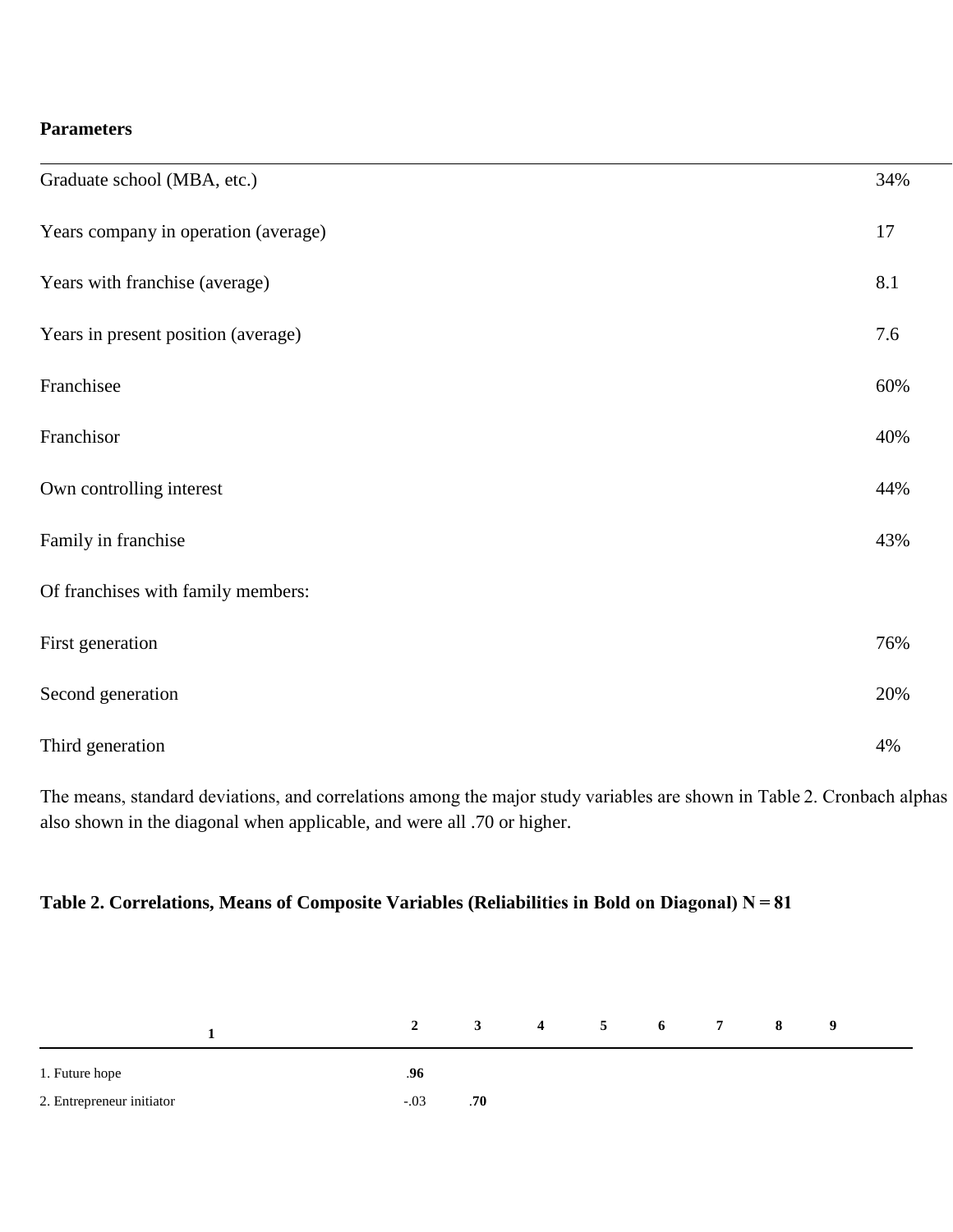**Parameters**

| | |
|---|---|
| Graduate school (MBA, etc.) | 34% |
| Years company in operation (average) | 17 |
| Years with franchise (average) | 8.1 |
| Years in present position (average) | 7.6 |
| Franchisee | 60% |
| Franchisor | 40% |
| Own controlling interest | 44% |
| Family in franchise | 43% |
| Of franchises with family members: | |
| First generation | 76% |
| Second generation | 20% |
| Third generation | 4% |

The means, standard deviations, and correlations among the major study variables are shown in Table 2. Cronbach alphas also shown in the diagonal when applicable, and were all .70 or higher.

**Table 2. Correlations, Means of Composite Variables (Reliabilities in Bold on Diagonal) N = 81**

| 1 | 2 | 3 | 4 | 5 | 6 | 7 | 8 | 9 |
|---|---|---|---|---|---|---|---|---|
| 1. Future hope | **.96** | | | | | | | |
| 2. Entrepreneur initiator | -.03 | **.70** | | | | | | |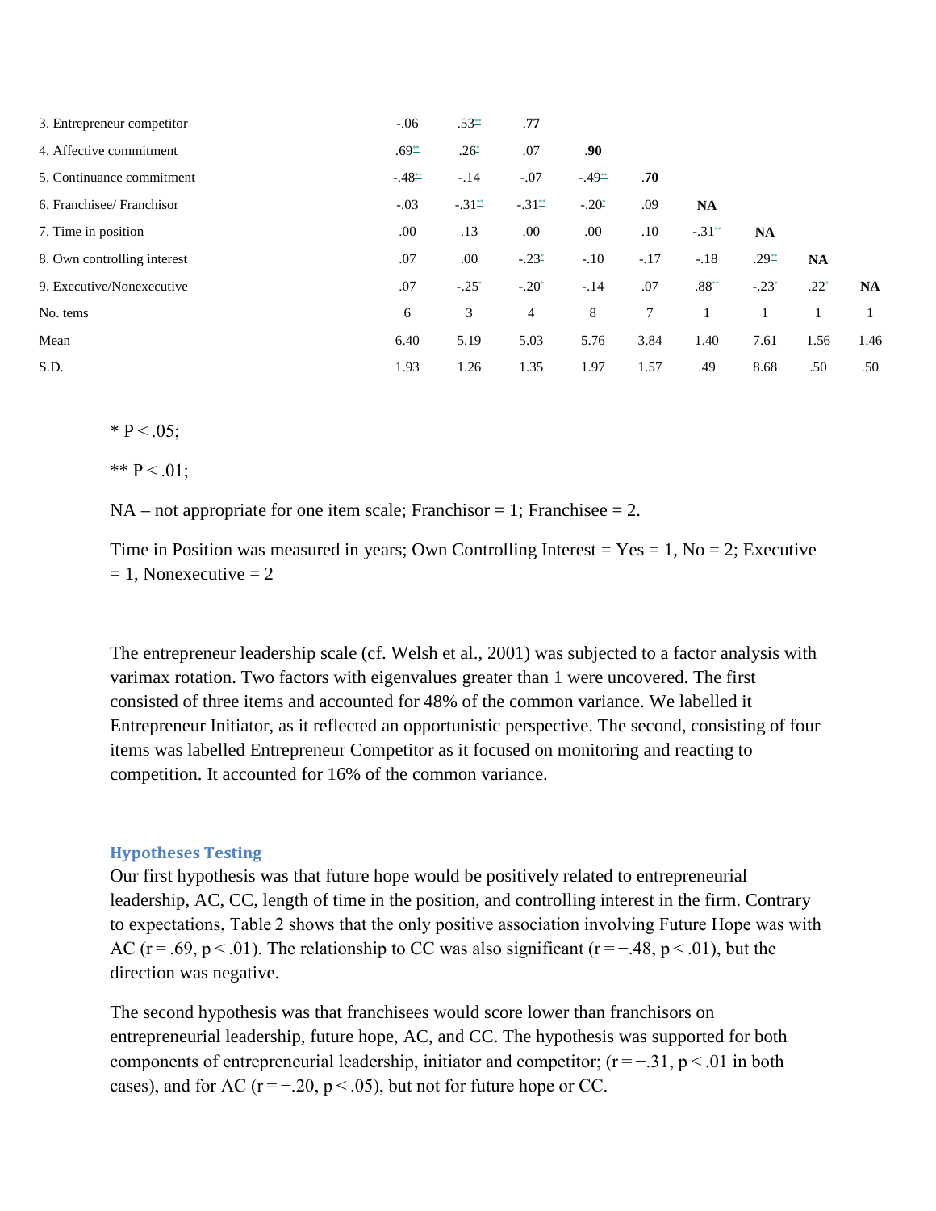|  |  |  |  |  |  |  |  |  |  |
|---|---|---|---|---|---|---|---|---|---|
| 3. Entrepreneur competitor | -.06 | .53** | **.77** |  |  |  |  |  |  |
| 4. Affective commitment | .69** | .26* | .07 | **.90** |  |  |  |  |  |
| 5. Continuance commitment | -.48** | -.14 | -.07 | -.49** | **.70** |  |  |  |  |
| 6. Franchisee/ Franchisor | -.03 | -.31** | -.31** | -.20* | .09 | **NA** |  |  |  |
| 7. Time in position | .00 | .13 | .00 | .00 | .10 | -.31** | **NA** |  |  |
| 8. Own controlling interest | .07 | .00 | -.23* | -.10 | -.17 | -.18 | .29** | **NA** |  |
| 9. Executive/Nonexecutive | .07 | -.25* | -.20* | -.14 | .07 | .88** | -.23* | .22* | **NA** |
| No. tems | 6 | 3 | 4 | 8 | 7 | 1 | 1 | 1 | 1 |
| Mean | 6.40 | 5.19 | 5.03 | 5.76 | 3.84 | 1.40 | 7.61 | 1.56 | 1.46 |
| S.D. | 1.93 | 1.26 | 1.35 | 1.97 | 1.57 | .49 | 8.68 | .50 | .50 |

* P < .05;

** P < .01;

NA – not appropriate for one item scale; Franchisor = 1; Franchisee = 2.

Time in Position was measured in years; Own Controlling Interest = Yes = 1, No = 2; Executive = 1, Nonexecutive = 2

The entrepreneur leadership scale (cf. Welsh et al., 2001) was subjected to a factor analysis with varimax rotation. Two factors with eigenvalues greater than 1 were uncovered. The first consisted of three items and accounted for 48% of the common variance. We labelled it Entrepreneur Initiator, as it reflected an opportunistic perspective. The second, consisting of four items was labelled Entrepreneur Competitor as it focused on monitoring and reacting to competition. It accounted for 16% of the common variance.

### Hypotheses Testing

Our first hypothesis was that future hope would be positively related to entrepreneurial leadership, AC, CC, length of time in the position, and controlling interest in the firm. Contrary to expectations, Table 2 shows that the only positive association involving Future Hope was with AC ($r = .69$, $p < .01$). The relationship to CC was also significant ($r = -.48$, $p < .01$), but the direction was negative.

The second hypothesis was that franchisees would score lower than franchisors on entrepreneurial leadership, future hope, AC, and CC. The hypothesis was supported for both components of entrepreneurial leadership, initiator and competitor; ($r = -.31$, $p < .01$ in both cases), and for AC ($r = -.20$, $p < .05$), but not for future hope or CC.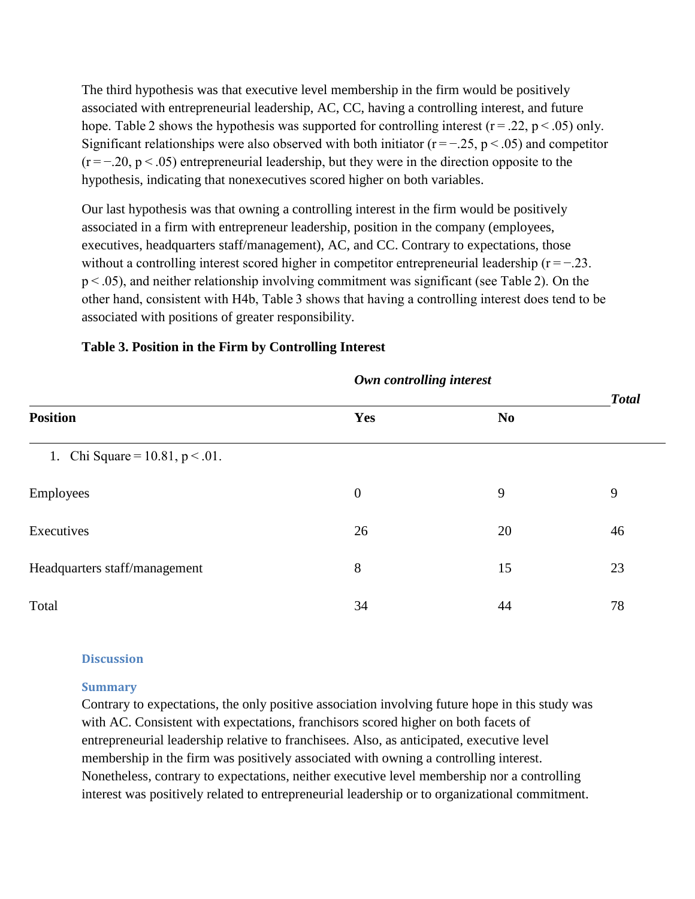The third hypothesis was that executive level membership in the firm would be positively associated with entrepreneurial leadership, AC, CC, having a controlling interest, and future hope. Table 2 shows the hypothesis was supported for controlling interest ($r = .22$, $p < .05$) only. Significant relationships were also observed with both initiator ($r = -.25$, $p < .05$) and competitor ($r = -.20$, $p < .05$) entrepreneurial leadership, but they were in the direction opposite to the hypothesis, indicating that nonexecutives scored higher on both variables.

Our last hypothesis was that owning a controlling interest in the firm would be positively associated in a firm with entrepreneur leadership, position in the company (employees, executives, headquarters staff/management), AC, and CC. Contrary to expectations, those without a controlling interest scored higher in competitor entrepreneurial leadership ($r = -.23$. $p < .05$), and neither relationship involving commitment was significant (see Table 2). On the other hand, consistent with H4b, Table 3 shows that having a controlling interest does tend to be associated with positions of greater responsibility.

**Table 3. Position in the Firm by Controlling Interest**

| | ***Own controlling interest*** | | ***Total*** |
|---|---|---|---|
| **Position** | **Yes** | **No** | |
| 1. Chi Square = 10.81, $p < .01$. | | | |
| Employees | 0 | 9 | 9 |
| Executives | 26 | 20 | 46 |
| Headquarters staff/management | 8 | 15 | 23 |
| Total | 34 | 44 | 78 |

## Discussion

### Summary

Contrary to expectations, the only positive association involving future hope in this study was with AC. Consistent with expectations, franchisors scored higher on both facets of entrepreneurial leadership relative to franchisees. Also, as anticipated, executive level membership in the firm was positively associated with owning a controlling interest. Nonetheless, contrary to expectations, neither executive level membership nor a controlling interest was positively related to entrepreneurial leadership or to organizational commitment.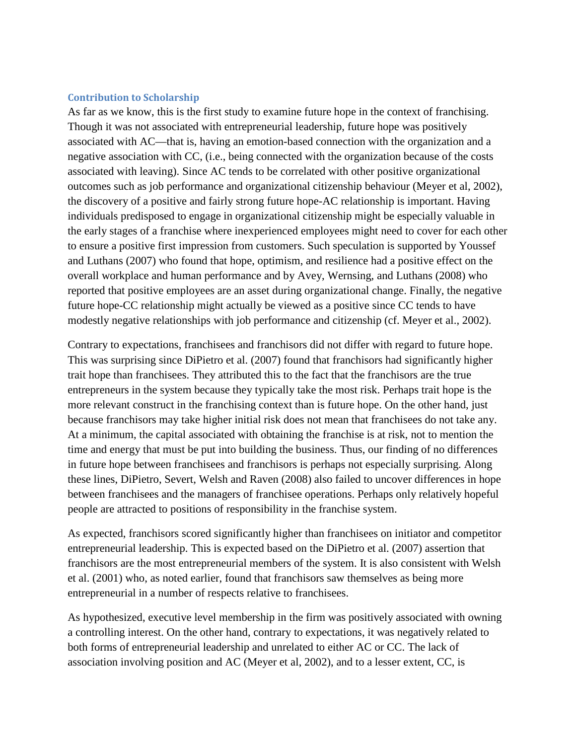### Contribution to Scholarship

As far as we know, this is the first study to examine future hope in the context of franchising. Though it was not associated with entrepreneurial leadership, future hope was positively associated with AC—that is, having an emotion-based connection with the organization and a negative association with CC, (i.e., being connected with the organization because of the costs associated with leaving). Since AC tends to be correlated with other positive organizational outcomes such as job performance and organizational citizenship behaviour (Meyer et al, 2002), the discovery of a positive and fairly strong future hope-AC relationship is important. Having individuals predisposed to engage in organizational citizenship might be especially valuable in the early stages of a franchise where inexperienced employees might need to cover for each other to ensure a positive first impression from customers. Such speculation is supported by Youssef and Luthans (2007) who found that hope, optimism, and resilience had a positive effect on the overall workplace and human performance and by Avey, Wernsing, and Luthans (2008) who reported that positive employees are an asset during organizational change. Finally, the negative future hope-CC relationship might actually be viewed as a positive since CC tends to have modestly negative relationships with job performance and citizenship (cf. Meyer et al., 2002).

Contrary to expectations, franchisees and franchisors did not differ with regard to future hope. This was surprising since DiPietro et al. (2007) found that franchisors had significantly higher trait hope than franchisees. They attributed this to the fact that the franchisors are the true entrepreneurs in the system because they typically take the most risk. Perhaps trait hope is the more relevant construct in the franchising context than is future hope. On the other hand, just because franchisors may take higher initial risk does not mean that franchisees do not take any. At a minimum, the capital associated with obtaining the franchise is at risk, not to mention the time and energy that must be put into building the business. Thus, our finding of no differences in future hope between franchisees and franchisors is perhaps not especially surprising. Along these lines, DiPietro, Severt, Welsh and Raven (2008) also failed to uncover differences in hope between franchisees and the managers of franchisee operations. Perhaps only relatively hopeful people are attracted to positions of responsibility in the franchise system.

As expected, franchisors scored significantly higher than franchisees on initiator and competitor entrepreneurial leadership. This is expected based on the DiPietro et al. (2007) assertion that franchisors are the most entrepreneurial members of the system. It is also consistent with Welsh et al. (2001) who, as noted earlier, found that franchisors saw themselves as being more entrepreneurial in a number of respects relative to franchisees.

As hypothesized, executive level membership in the firm was positively associated with owning a controlling interest. On the other hand, contrary to expectations, it was negatively related to both forms of entrepreneurial leadership and unrelated to either AC or CC. The lack of association involving position and AC (Meyer et al, 2002), and to a lesser extent, CC, is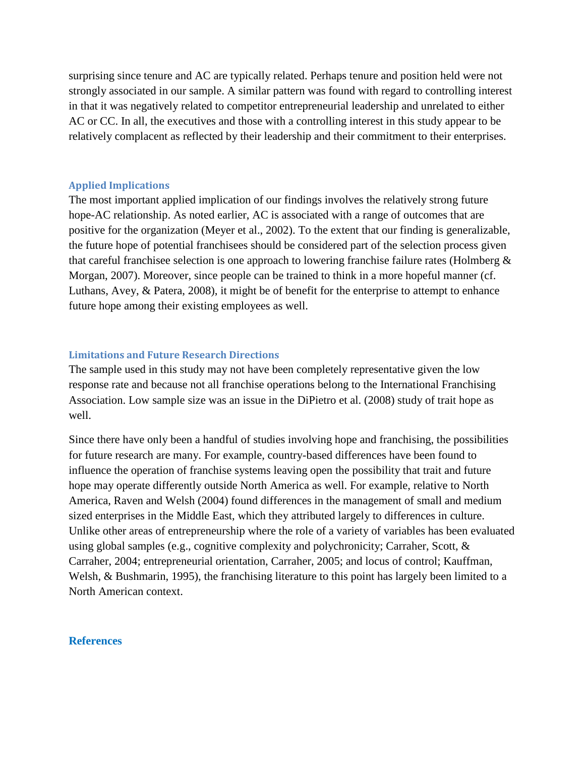surprising since tenure and AC are typically related. Perhaps tenure and position held were not strongly associated in our sample. A similar pattern was found with regard to controlling interest in that it was negatively related to competitor entrepreneurial leadership and unrelated to either AC or CC. In all, the executives and those with a controlling interest in this study appear to be relatively complacent as reflected by their leadership and their commitment to their enterprises.

### Applied Implications

The most important applied implication of our findings involves the relatively strong future hope-AC relationship. As noted earlier, AC is associated with a range of outcomes that are positive for the organization (Meyer et al., 2002). To the extent that our finding is generalizable, the future hope of potential franchisees should be considered part of the selection process given that careful franchisee selection is one approach to lowering franchise failure rates (Holmberg & Morgan, 2007). Moreover, since people can be trained to think in a more hopeful manner (cf. Luthans, Avey, & Patera, 2008), it might be of benefit for the enterprise to attempt to enhance future hope among their existing employees as well.

### Limitations and Future Research Directions

The sample used in this study may not have been completely representative given the low response rate and because not all franchise operations belong to the International Franchising Association. Low sample size was an issue in the DiPietro et al. (2008) study of trait hope as well.

Since there have only been a handful of studies involving hope and franchising, the possibilities for future research are many. For example, country-based differences have been found to influence the operation of franchise systems leaving open the possibility that trait and future hope may operate differently outside North America as well. For example, relative to North America, Raven and Welsh (2004) found differences in the management of small and medium sized enterprises in the Middle East, which they attributed largely to differences in culture. Unlike other areas of entrepreneurship where the role of a variety of variables has been evaluated using global samples (e.g., cognitive complexity and polychronicity; Carraher, Scott, & Carraher, 2004; entrepreneurial orientation, Carraher, 2005; and locus of control; Kauffman, Welsh, & Bushmarin, 1995), the franchising literature to this point has largely been limited to a North American context.

## References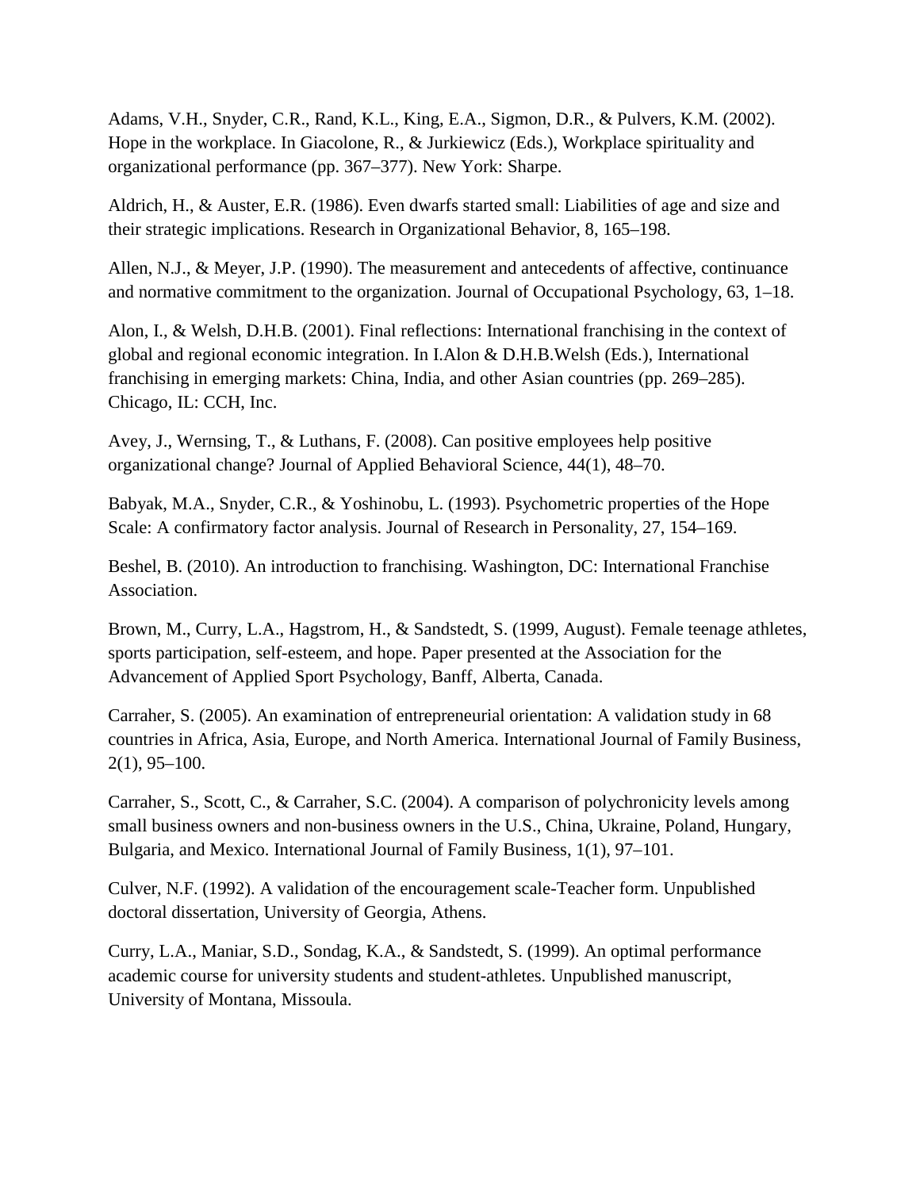Adams, V.H., Snyder, C.R., Rand, K.L., King, E.A., Sigmon, D.R., & Pulvers, K.M. (2002). Hope in the workplace. In Giacolone, R., & Jurkiewicz (Eds.), Workplace spirituality and organizational performance (pp. 367–377). New York: Sharpe.

Aldrich, H., & Auster, E.R. (1986). Even dwarfs started small: Liabilities of age and size and their strategic implications. Research in Organizational Behavior, 8, 165–198.

Allen, N.J., & Meyer, J.P. (1990). The measurement and antecedents of affective, continuance and normative commitment to the organization. Journal of Occupational Psychology, 63, 1–18.

Alon, I., & Welsh, D.H.B. (2001). Final reflections: International franchising in the context of global and regional economic integration. In I.Alon & D.H.B.Welsh (Eds.), International franchising in emerging markets: China, India, and other Asian countries (pp. 269–285). Chicago, IL: CCH, Inc.

Avey, J., Wernsing, T., & Luthans, F. (2008). Can positive employees help positive organizational change? Journal of Applied Behavioral Science, 44(1), 48–70.

Babyak, M.A., Snyder, C.R., & Yoshinobu, L. (1993). Psychometric properties of the Hope Scale: A confirmatory factor analysis. Journal of Research in Personality, 27, 154–169.

Beshel, B. (2010). An introduction to franchising. Washington, DC: International Franchise Association.

Brown, M., Curry, L.A., Hagstrom, H., & Sandstedt, S. (1999, August). Female teenage athletes, sports participation, self-esteem, and hope. Paper presented at the Association for the Advancement of Applied Sport Psychology, Banff, Alberta, Canada.

Carraher, S. (2005). An examination of entrepreneurial orientation: A validation study in 68 countries in Africa, Asia, Europe, and North America. International Journal of Family Business, 2(1), 95–100.

Carraher, S., Scott, C., & Carraher, S.C. (2004). A comparison of polychronicity levels among small business owners and non-business owners in the U.S., China, Ukraine, Poland, Hungary, Bulgaria, and Mexico. International Journal of Family Business, 1(1), 97–101.

Culver, N.F. (1992). A validation of the encouragement scale-Teacher form. Unpublished doctoral dissertation, University of Georgia, Athens.

Curry, L.A., Maniar, S.D., Sondag, K.A., & Sandstedt, S. (1999). An optimal performance academic course for university students and student-athletes. Unpublished manuscript, University of Montana, Missoula.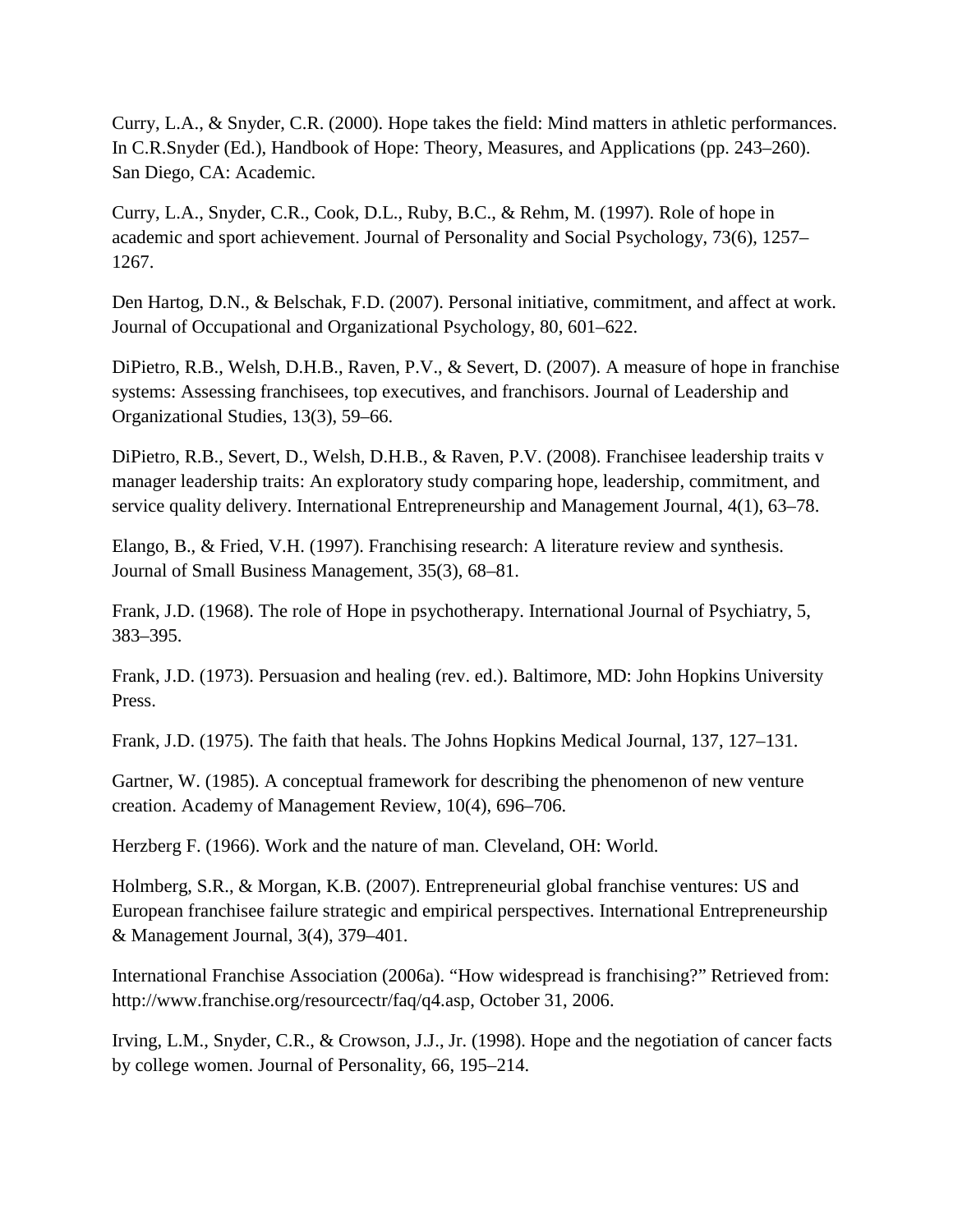Curry, L.A., & Snyder, C.R. (2000). Hope takes the field: Mind matters in athletic performances. In C.R.Snyder (Ed.), Handbook of Hope: Theory, Measures, and Applications (pp. 243–260). San Diego, CA: Academic.

Curry, L.A., Snyder, C.R., Cook, D.L., Ruby, B.C., & Rehm, M. (1997). Role of hope in academic and sport achievement. Journal of Personality and Social Psychology, 73(6), 1257–1267.

Den Hartog, D.N., & Belschak, F.D. (2007). Personal initiative, commitment, and affect at work. Journal of Occupational and Organizational Psychology, 80, 601–622.

DiPietro, R.B., Welsh, D.H.B., Raven, P.V., & Severt, D. (2007). A measure of hope in franchise systems: Assessing franchisees, top executives, and franchisors. Journal of Leadership and Organizational Studies, 13(3), 59–66.

DiPietro, R.B., Severt, D., Welsh, D.H.B., & Raven, P.V. (2008). Franchisee leadership traits v manager leadership traits: An exploratory study comparing hope, leadership, commitment, and service quality delivery. International Entrepreneurship and Management Journal, 4(1), 63–78.

Elango, B., & Fried, V.H. (1997). Franchising research: A literature review and synthesis. Journal of Small Business Management, 35(3), 68–81.

Frank, J.D. (1968). The role of Hope in psychotherapy. International Journal of Psychiatry, 5, 383–395.

Frank, J.D. (1973). Persuasion and healing (rev. ed.). Baltimore, MD: John Hopkins University Press.

Frank, J.D. (1975). The faith that heals. The Johns Hopkins Medical Journal, 137, 127–131.

Gartner, W. (1985). A conceptual framework for describing the phenomenon of new venture creation. Academy of Management Review, 10(4), 696–706.

Herzberg F. (1966). Work and the nature of man. Cleveland, OH: World.

Holmberg, S.R., & Morgan, K.B. (2007). Entrepreneurial global franchise ventures: US and European franchisee failure strategic and empirical perspectives. International Entrepreneurship & Management Journal, 3(4), 379–401.

International Franchise Association (2006a). “How widespread is franchising?” Retrieved from: http://www.franchise.org/resourcectr/faq/q4.asp, October 31, 2006.

Irving, L.M., Snyder, C.R., & Crowson, J.J., Jr. (1998). Hope and the negotiation of cancer facts by college women. Journal of Personality, 66, 195–214.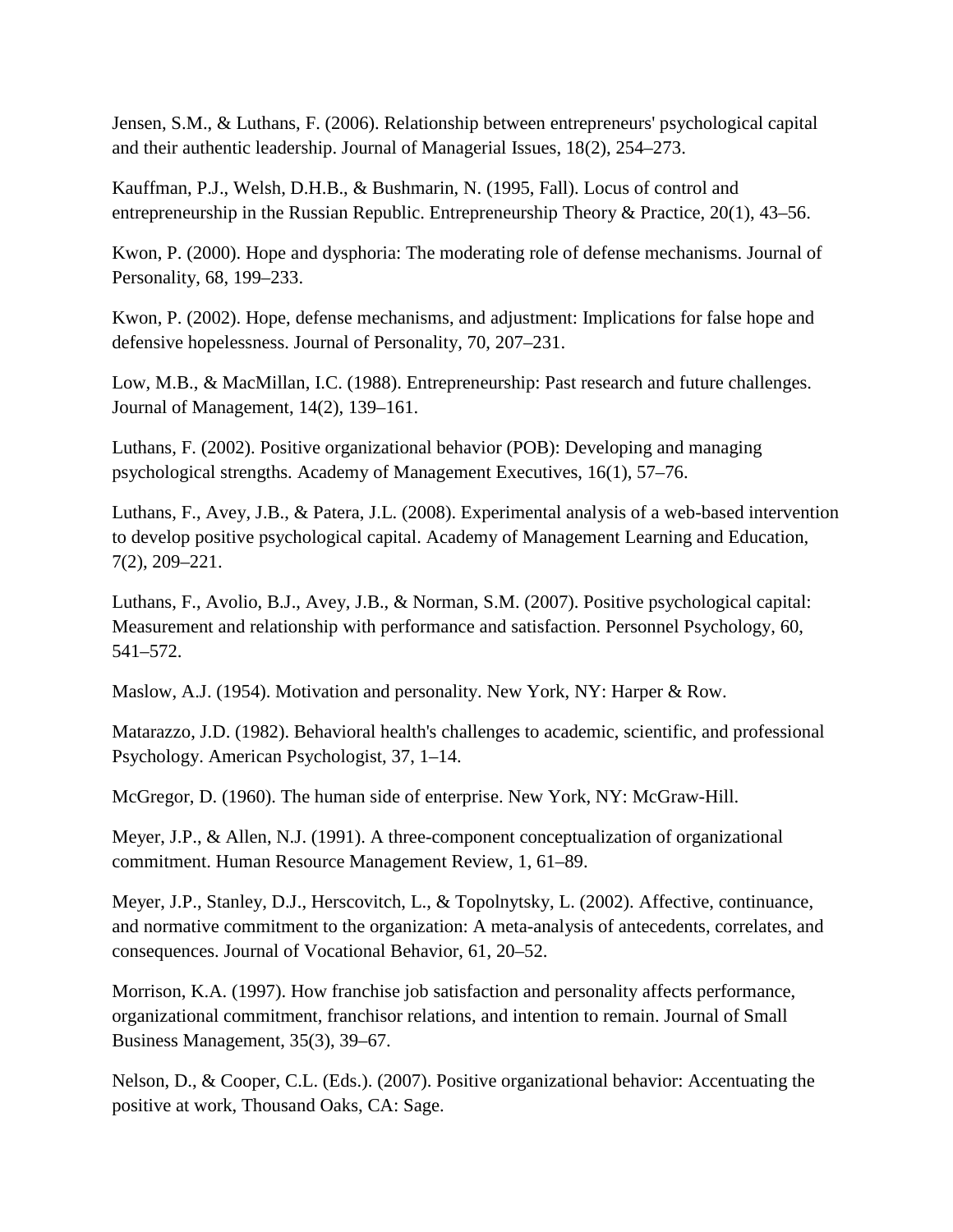Jensen, S.M., & Luthans, F. (2006). Relationship between entrepreneurs' psychological capital and their authentic leadership. Journal of Managerial Issues, 18(2), 254–273.

Kauffman, P.J., Welsh, D.H.B., & Bushmarin, N. (1995, Fall). Locus of control and entrepreneurship in the Russian Republic. Entrepreneurship Theory & Practice, 20(1), 43–56.

Kwon, P. (2000). Hope and dysphoria: The moderating role of defense mechanisms. Journal of Personality, 68, 199–233.

Kwon, P. (2002). Hope, defense mechanisms, and adjustment: Implications for false hope and defensive hopelessness. Journal of Personality, 70, 207–231.

Low, M.B., & MacMillan, I.C. (1988). Entrepreneurship: Past research and future challenges. Journal of Management, 14(2), 139–161.

Luthans, F. (2002). Positive organizational behavior (POB): Developing and managing psychological strengths. Academy of Management Executives, 16(1), 57–76.

Luthans, F., Avey, J.B., & Patera, J.L. (2008). Experimental analysis of a web-based intervention to develop positive psychological capital. Academy of Management Learning and Education, 7(2), 209–221.

Luthans, F., Avolio, B.J., Avey, J.B., & Norman, S.M. (2007). Positive psychological capital: Measurement and relationship with performance and satisfaction. Personnel Psychology, 60, 541–572.

Maslow, A.J. (1954). Motivation and personality. New York, NY: Harper & Row.

Matarazzo, J.D. (1982). Behavioral health's challenges to academic, scientific, and professional Psychology. American Psychologist, 37, 1–14.

McGregor, D. (1960). The human side of enterprise. New York, NY: McGraw-Hill.

Meyer, J.P., & Allen, N.J. (1991). A three-component conceptualization of organizational commitment. Human Resource Management Review, 1, 61–89.

Meyer, J.P., Stanley, D.J., Herscovitch, L., & Topolnytsky, L. (2002). Affective, continuance, and normative commitment to the organization: A meta-analysis of antecedents, correlates, and consequences. Journal of Vocational Behavior, 61, 20–52.

Morrison, K.A. (1997). How franchise job satisfaction and personality affects performance, organizational commitment, franchisor relations, and intention to remain. Journal of Small Business Management, 35(3), 39–67.

Nelson, D., & Cooper, C.L. (Eds.). (2007). Positive organizational behavior: Accentuating the positive at work, Thousand Oaks, CA: Sage.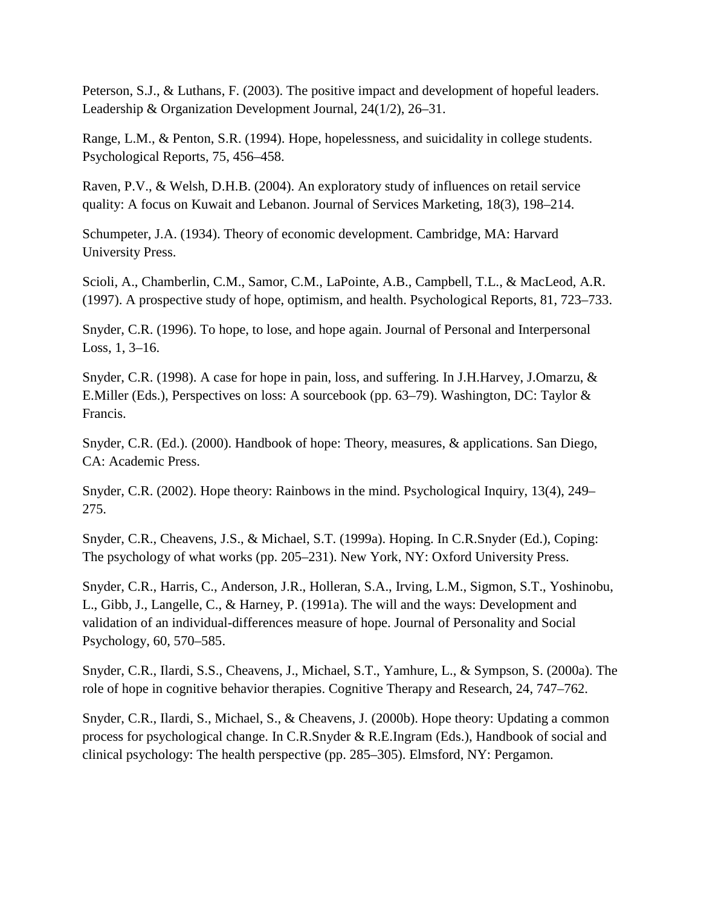Peterson, S.J., & Luthans, F. (2003). The positive impact and development of hopeful leaders. Leadership & Organization Development Journal, 24(1/2), 26–31.

Range, L.M., & Penton, S.R. (1994). Hope, hopelessness, and suicidality in college students. Psychological Reports, 75, 456–458.

Raven, P.V., & Welsh, D.H.B. (2004). An exploratory study of influences on retail service quality: A focus on Kuwait and Lebanon. Journal of Services Marketing, 18(3), 198–214.

Schumpeter, J.A. (1934). Theory of economic development. Cambridge, MA: Harvard University Press.

Scioli, A., Chamberlin, C.M., Samor, C.M., LaPointe, A.B., Campbell, T.L., & MacLeod, A.R. (1997). A prospective study of hope, optimism, and health. Psychological Reports, 81, 723–733.

Snyder, C.R. (1996). To hope, to lose, and hope again. Journal of Personal and Interpersonal Loss, 1, 3–16.

Snyder, C.R. (1998). A case for hope in pain, loss, and suffering. In J.H.Harvey, J.Omarzu, & E.Miller (Eds.), Perspectives on loss: A sourcebook (pp. 63–79). Washington, DC: Taylor & Francis.

Snyder, C.R. (Ed.). (2000). Handbook of hope: Theory, measures, & applications. San Diego, CA: Academic Press.

Snyder, C.R. (2002). Hope theory: Rainbows in the mind. Psychological Inquiry, 13(4), 249–275.

Snyder, C.R., Cheavens, J.S., & Michael, S.T. (1999a). Hoping. In C.R.Snyder (Ed.), Coping: The psychology of what works (pp. 205–231). New York, NY: Oxford University Press.

Snyder, C.R., Harris, C., Anderson, J.R., Holleran, S.A., Irving, L.M., Sigmon, S.T., Yoshinobu, L., Gibb, J., Langelle, C., & Harney, P. (1991a). The will and the ways: Development and validation of an individual-differences measure of hope. Journal of Personality and Social Psychology, 60, 570–585.

Snyder, C.R., Ilardi, S.S., Cheavens, J., Michael, S.T., Yamhure, L., & Sympson, S. (2000a). The role of hope in cognitive behavior therapies. Cognitive Therapy and Research, 24, 747–762.

Snyder, C.R., Ilardi, S., Michael, S., & Cheavens, J. (2000b). Hope theory: Updating a common process for psychological change. In C.R.Snyder & R.E.Ingram (Eds.), Handbook of social and clinical psychology: The health perspective (pp. 285–305). Elmsford, NY: Pergamon.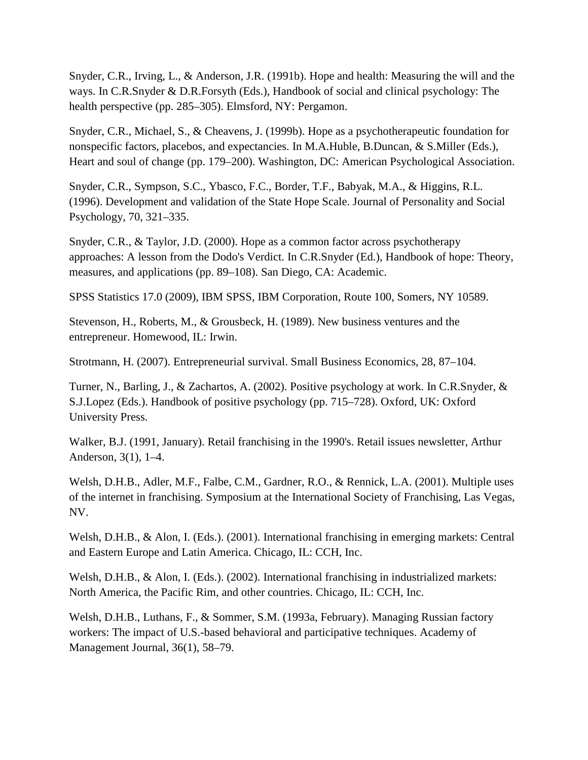Snyder, C.R., Irving, L., & Anderson, J.R. (1991b). Hope and health: Measuring the will and the ways. In C.R.Snyder & D.R.Forsyth (Eds.), Handbook of social and clinical psychology: The health perspective (pp. 285–305). Elmsford, NY: Pergamon.

Snyder, C.R., Michael, S., & Cheavens, J. (1999b). Hope as a psychotherapeutic foundation for nonspecific factors, placebos, and expectancies. In M.A.Huble, B.Duncan, & S.Miller (Eds.), Heart and soul of change (pp. 179–200). Washington, DC: American Psychological Association.

Snyder, C.R., Sympson, S.C., Ybasco, F.C., Border, T.F., Babyak, M.A., & Higgins, R.L. (1996). Development and validation of the State Hope Scale. Journal of Personality and Social Psychology, 70, 321–335.

Snyder, C.R., & Taylor, J.D. (2000). Hope as a common factor across psychotherapy approaches: A lesson from the Dodo's Verdict. In C.R.Snyder (Ed.), Handbook of hope: Theory, measures, and applications (pp. 89–108). San Diego, CA: Academic.

SPSS Statistics 17.0 (2009), IBM SPSS, IBM Corporation, Route 100, Somers, NY 10589.

Stevenson, H., Roberts, M., & Grousbeck, H. (1989). New business ventures and the entrepreneur. Homewood, IL: Irwin.

Strotmann, H. (2007). Entrepreneurial survival. Small Business Economics, 28, 87–104.

Turner, N., Barling, J., & Zachartos, A. (2002). Positive psychology at work. In C.R.Snyder, & S.J.Lopez (Eds.). Handbook of positive psychology (pp. 715–728). Oxford, UK: Oxford University Press.

Walker, B.J. (1991, January). Retail franchising in the 1990's. Retail issues newsletter, Arthur Anderson, 3(1), 1–4.

Welsh, D.H.B., Adler, M.F., Falbe, C.M., Gardner, R.O., & Rennick, L.A. (2001). Multiple uses of the internet in franchising. Symposium at the International Society of Franchising, Las Vegas, NV.

Welsh, D.H.B., & Alon, I. (Eds.). (2001). International franchising in emerging markets: Central and Eastern Europe and Latin America. Chicago, IL: CCH, Inc.

Welsh, D.H.B., & Alon, I. (Eds.). (2002). International franchising in industrialized markets: North America, the Pacific Rim, and other countries. Chicago, IL: CCH, Inc.

Welsh, D.H.B., Luthans, F., & Sommer, S.M. (1993a, February). Managing Russian factory workers: The impact of U.S.-based behavioral and participative techniques. Academy of Management Journal, 36(1), 58–79.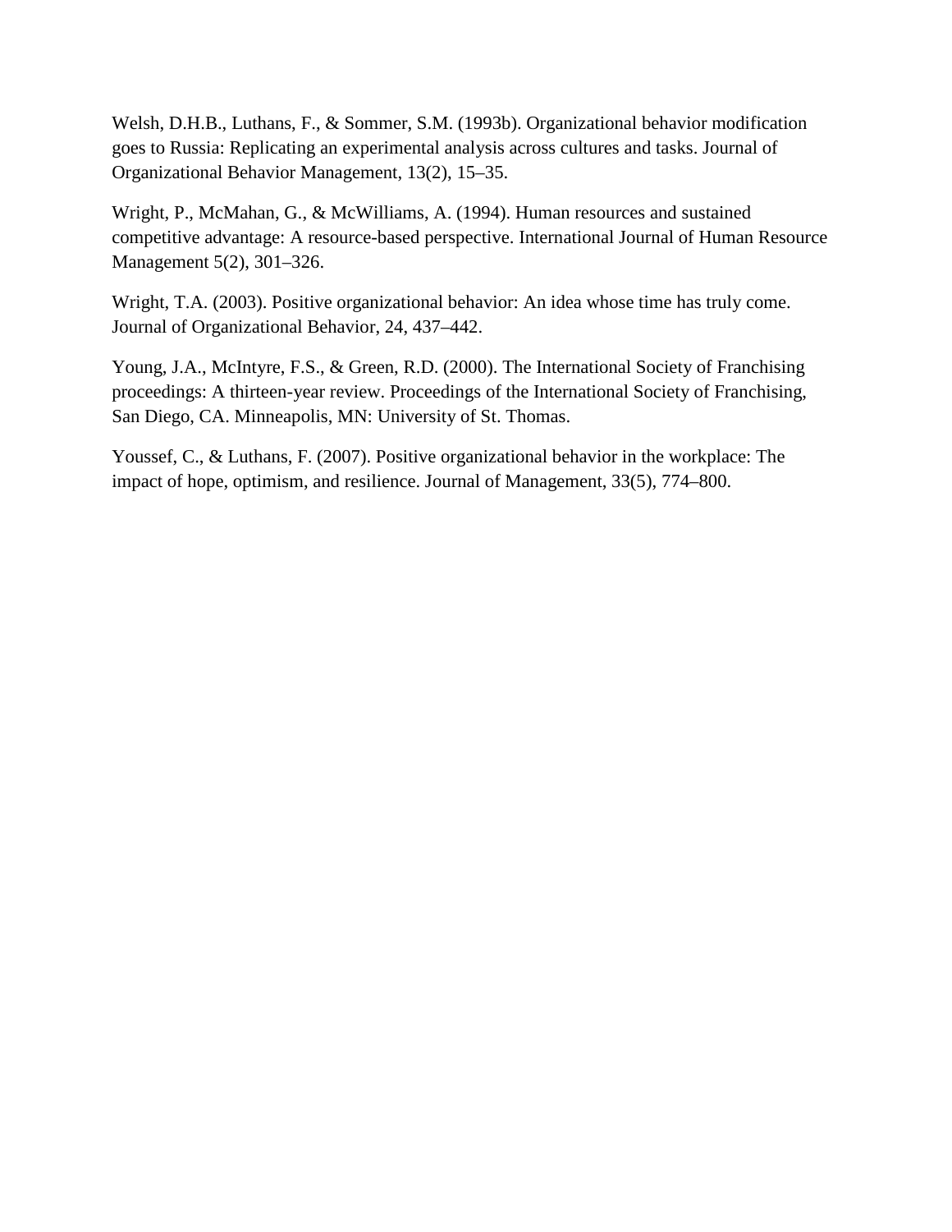Welsh, D.H.B., Luthans, F., & Sommer, S.M. (1993b). Organizational behavior modification goes to Russia: Replicating an experimental analysis across cultures and tasks. Journal of Organizational Behavior Management, 13(2), 15–35.

Wright, P., McMahan, G., & McWilliams, A. (1994). Human resources and sustained competitive advantage: A resource-based perspective. International Journal of Human Resource Management 5(2), 301–326.

Wright, T.A. (2003). Positive organizational behavior: An idea whose time has truly come. Journal of Organizational Behavior, 24, 437–442.

Young, J.A., McIntyre, F.S., & Green, R.D. (2000). The International Society of Franchising proceedings: A thirteen-year review. Proceedings of the International Society of Franchising, San Diego, CA. Minneapolis, MN: University of St. Thomas.

Youssef, C., & Luthans, F. (2007). Positive organizational behavior in the workplace: The impact of hope, optimism, and resilience. Journal of Management, 33(5), 774–800.